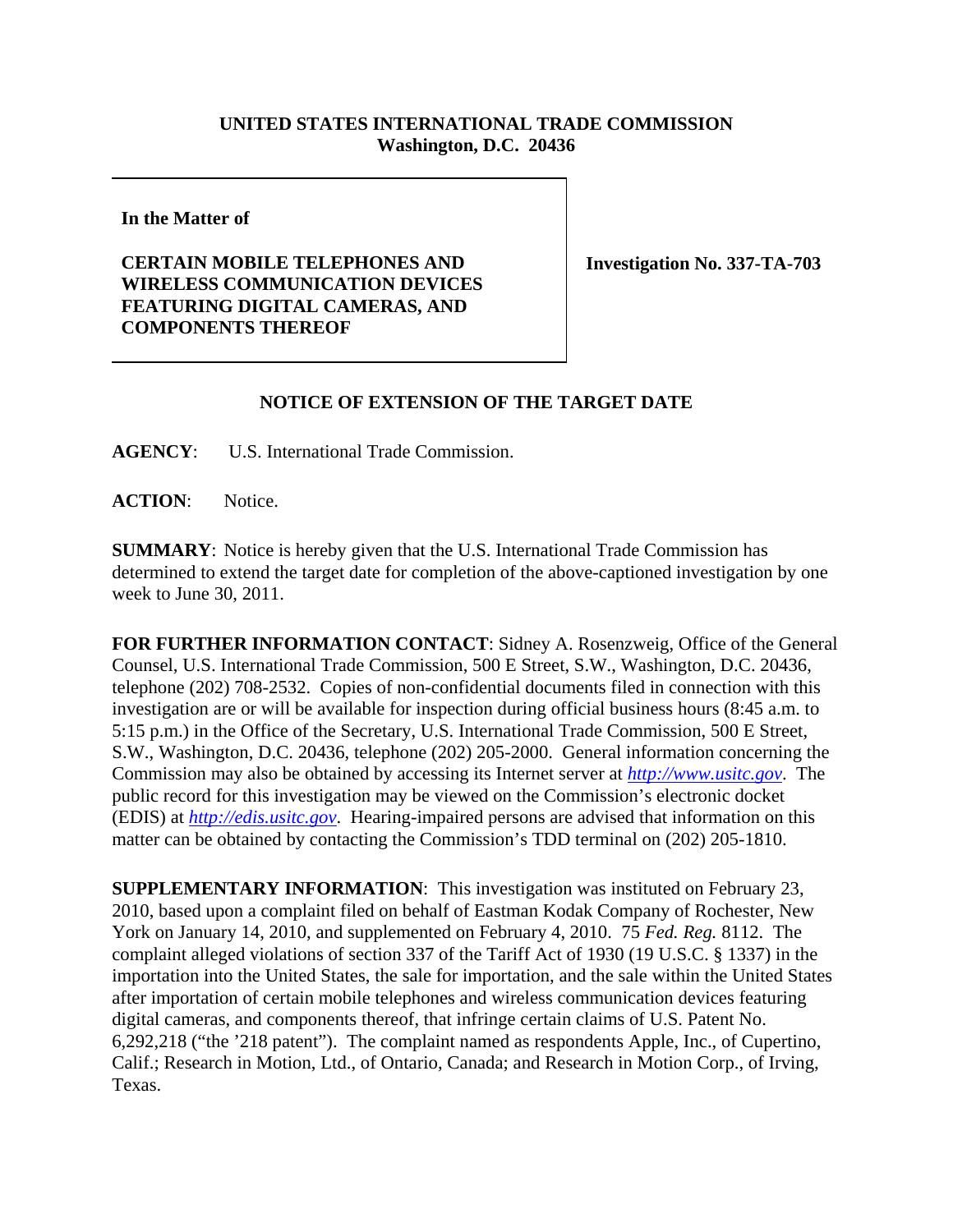**UNITED STATES INTERNATIONAL TRADE COMMISSION**
**Washington, D.C. 20436**

**In the Matter of**

**CERTAIN MOBILE TELEPHONES AND WIRELESS COMMUNICATION DEVICES FEATURING DIGITAL CAMERAS, AND COMPONENTS THEREOF**

**Investigation No. 337-TA-703**

## NOTICE OF EXTENSION OF THE TARGET DATE

**AGENCY**: U.S. International Trade Commission.

**ACTION**: Notice.

**SUMMARY**: Notice is hereby given that the U.S. International Trade Commission has determined to extend the target date for completion of the above-captioned investigation by one week to June 30, 2011.

**FOR FURTHER INFORMATION CONTACT**: Sidney A. Rosenzweig, Office of the General Counsel, U.S. International Trade Commission, 500 E Street, S.W., Washington, D.C. 20436, telephone (202) 708-2532. Copies of non-confidential documents filed in connection with this investigation are or will be available for inspection during official business hours (8:45 a.m. to 5:15 p.m.) in the Office of the Secretary, U.S. International Trade Commission, 500 E Street, S.W., Washington, D.C. 20436, telephone (202) 205-2000. General information concerning the Commission may also be obtained by accessing its Internet server at *http://www.usitc.gov*. The public record for this investigation may be viewed on the Commission's electronic docket (EDIS) at *http://edis.usitc.gov*. Hearing-impaired persons are advised that information on this matter can be obtained by contacting the Commission's TDD terminal on (202) 205-1810.

**SUPPLEMENTARY INFORMATION**: This investigation was instituted on February 23, 2010, based upon a complaint filed on behalf of Eastman Kodak Company of Rochester, New York on January 14, 2010, and supplemented on February 4, 2010. 75 *Fed. Reg.* 8112. The complaint alleged violations of section 337 of the Tariff Act of 1930 (19 U.S.C. § 1337) in the importation into the United States, the sale for importation, and the sale within the United States after importation of certain mobile telephones and wireless communication devices featuring digital cameras, and components thereof, that infringe certain claims of U.S. Patent No. 6,292,218 ("the '218 patent"). The complaint named as respondents Apple, Inc., of Cupertino, Calif.; Research in Motion, Ltd., of Ontario, Canada; and Research in Motion Corp., of Irving, Texas.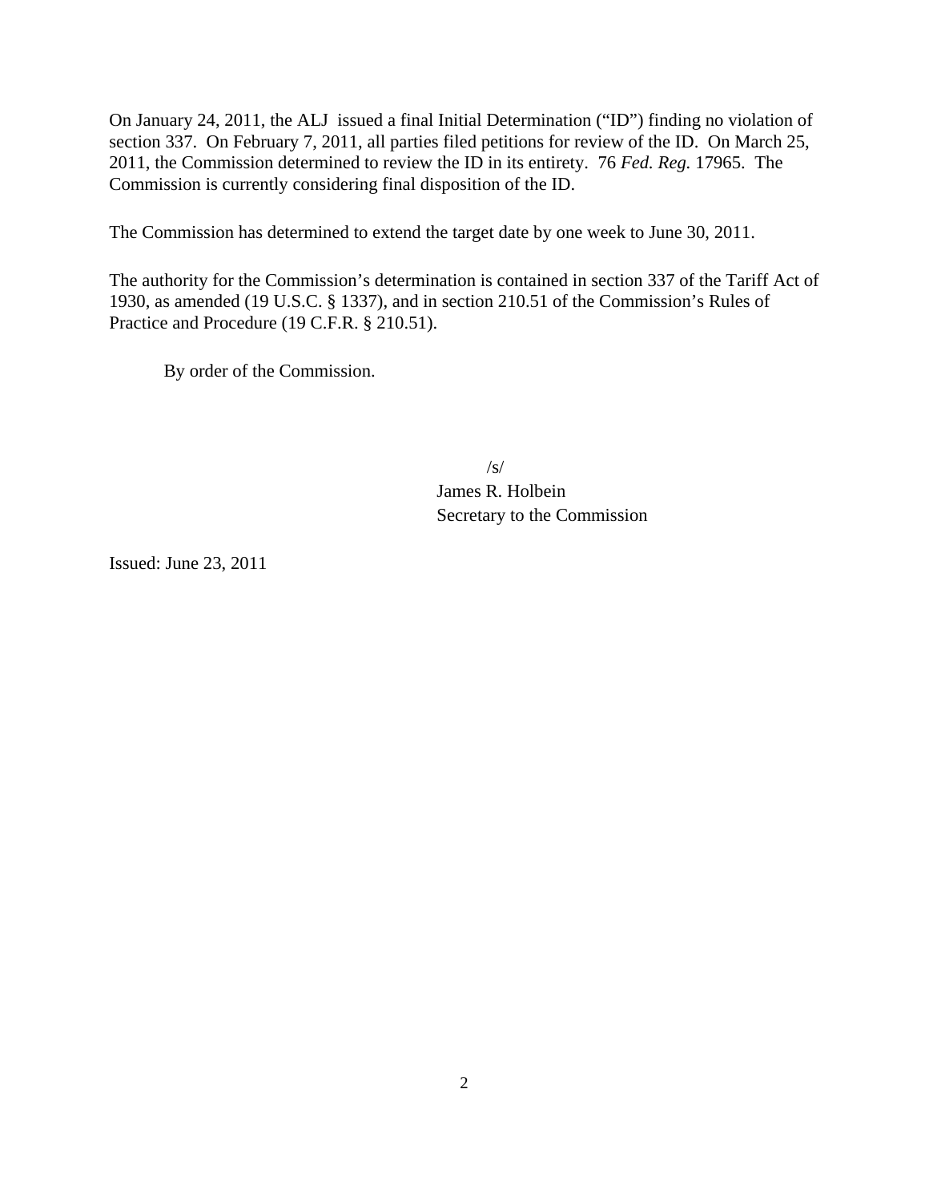On January 24, 2011, the ALJ issued a final Initial Determination ("ID") finding no violation of section 337. On February 7, 2011, all parties filed petitions for review of the ID. On March 25, 2011, the Commission determined to review the ID in its entirety. 76 *Fed. Reg.* 17965. The Commission is currently considering final disposition of the ID.

The Commission has determined to extend the target date by one week to June 30, 2011.

The authority for the Commission's determination is contained in section 337 of the Tariff Act of 1930, as amended (19 U.S.C. § 1337), and in section 210.51 of the Commission's Rules of Practice and Procedure (19 C.F.R. § 210.51).

By order of the Commission.

/s/
James R. Holbein
Secretary to the Commission

Issued: June 23, 2011